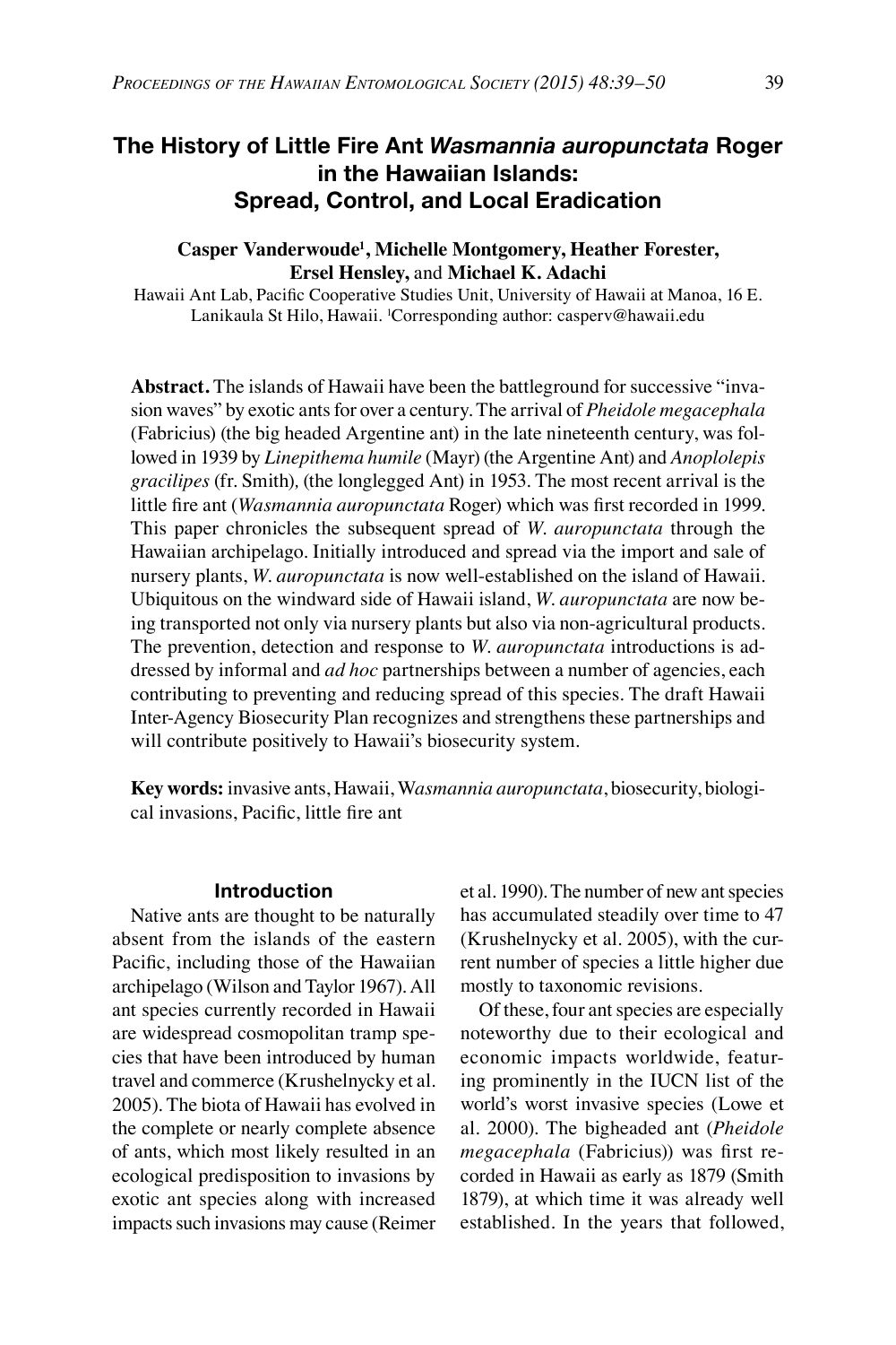# The History of Little Fire Ant *Wasmannia auropunctata* Roger in the Hawaiian Islands: Spread, Control, and Local Eradication

**Casper Vanderwoude[1], Michelle Montgomery, Heather Forester, Ersel Hensley,** and **Michael K. Adachi**

Hawaii Ant Lab, Pacific Cooperative Studies Unit, University of Hawaii at Manoa, 16 E. Lanikaula St Hilo, Hawaii. [1]Corresponding author: casperv@hawaii.edu

**Abstract.** The islands of Hawaii have been the battleground for successive "invasion waves" by exotic ants for over a century. The arrival of *Pheidole megacephala* (Fabricius) (the big headed Argentine ant) in the late nineteenth century, was followed in 1939 by *Linepithema humile* (Mayr) (the Argentine Ant) and *Anoplolepis gracilipes* (fr. Smith), (the longlegged Ant) in 1953. The most recent arrival is the little fire ant (*Wasmannia auropunctata* Roger) which was first recorded in 1999. This paper chronicles the subsequent spread of *W. auropunctata* through the Hawaiian archipelago. Initially introduced and spread via the import and sale of nursery plants, *W. auropunctata* is now well-established on the island of Hawaii. Ubiquitous on the windward side of Hawaii island, *W. auropunctata* are now being transported not only via nursery plants but also via non-agricultural products. The prevention, detection and response to *W. auropunctata* introductions is addressed by informal and *ad hoc* partnerships between a number of agencies, each contributing to preventing and reducing spread of this species. The draft Hawaii Inter-Agency Biosecurity Plan recognizes and strengthens these partnerships and will contribute positively to Hawaii's biosecurity system.

**Key words:** invasive ants, Hawaii, W*asmannia auropunctata*, biosecurity, biological invasions, Pacific, little fire ant

## Introduction

Native ants are thought to be naturally absent from the islands of the eastern Pacific, including those of the Hawaiian archipelago (Wilson and Taylor 1967). All ant species currently recorded in Hawaii are widespread cosmopolitan tramp species that have been introduced by human travel and commerce (Krushelnycky et al. 2005). The biota of Hawaii has evolved in the complete or nearly complete absence of ants, which most likely resulted in an ecological predisposition to invasions by exotic ant species along with increased impacts such invasions may cause (Reimer et al. 1990). The number of new ant species has accumulated steadily over time to 47 (Krushelnycky et al. 2005), with the current number of species a little higher due mostly to taxonomic revisions.

Of these, four ant species are especially noteworthy due to their ecological and economic impacts worldwide, featuring prominently in the IUCN list of the world's worst invasive species (Lowe et al. 2000). The bigheaded ant (*Pheidole megacephala* (Fabricius)) was first recorded in Hawaii as early as 1879 (Smith 1879), at which time it was already well established. In the years that followed,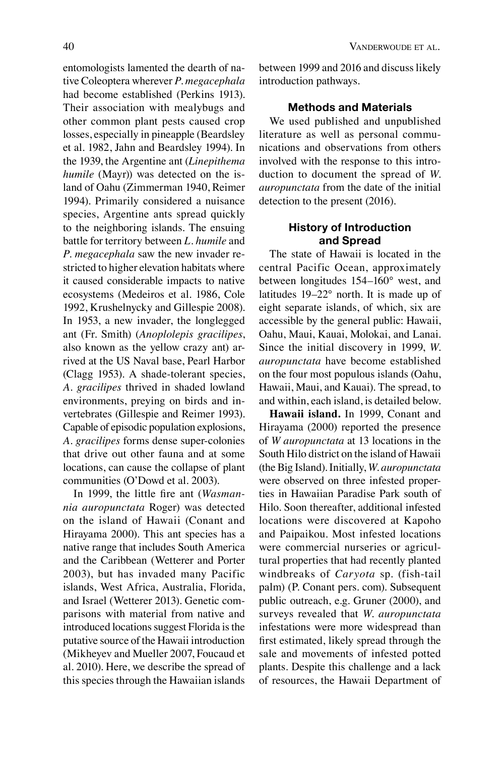entomologists lamented the dearth of native Coleoptera wherever *P. megacephala* had become established (Perkins 1913). Their association with mealybugs and other common plant pests caused crop losses, especially in pineapple (Beardsley et al. 1982, Jahn and Beardsley 1994). In the 1939, the Argentine ant (*Linepithema humile* (Mayr)) was detected on the island of Oahu (Zimmerman 1940, Reimer 1994). Primarily considered a nuisance species, Argentine ants spread quickly to the neighboring islands. The ensuing battle for territory between *L. humile* and *P. megacephala* saw the new invader restricted to higher elevation habitats where it caused considerable impacts to native ecosystems (Medeiros et al. 1986, Cole 1992, Krushelnycky and Gillespie 2008). In 1953, a new invader, the longlegged ant (Fr. Smith) (*Anoplolepis gracilipes*, also known as the yellow crazy ant) arrived at the US Naval base, Pearl Harbor (Clagg 1953). A shade-tolerant species, *A. gracilipes* thrived in shaded lowland environments, preying on birds and invertebrates (Gillespie and Reimer 1993). Capable of episodic population explosions, *A. gracilipes* forms dense super-colonies that drive out other fauna and at some locations, can cause the collapse of plant communities (O'Dowd et al. 2003).

In 1999, the little fire ant (*Wasmannia auropunctata* Roger) was detected on the island of Hawaii (Conant and Hirayama 2000). This ant species has a native range that includes South America and the Caribbean (Wetterer and Porter 2003), but has invaded many Pacific islands, West Africa, Australia, Florida, and Israel (Wetterer 2013). Genetic comparisons with material from native and introduced locations suggest Florida is the putative source of the Hawaii introduction (Mikheyev and Mueller 2007, Foucaud et al. 2010). Here, we describe the spread of this species through the Hawaiian islands between 1999 and 2016 and discuss likely introduction pathways.

## Methods and Materials

We used published and unpublished literature as well as personal communications and observations from others involved with the response to this introduction to document the spread of *W. auropunctata* from the date of the initial detection to the present (2016).

## History of Introduction and Spread

The state of Hawaii is located in the central Pacific Ocean, approximately between longitudes 154–160° west, and latitudes 19–22° north. It is made up of eight separate islands, of which, six are accessible by the general public: Hawaii, Oahu, Maui, Kauai, Molokai, and Lanai. Since the initial discovery in 1999, *W. auropunctata* have become established on the four most populous islands (Oahu, Hawaii, Maui, and Kauai). The spread, to and within, each island, is detailed below.

**Hawaii island.** In 1999, Conant and Hirayama (2000) reported the presence of *W auropunctata* at 13 locations in the South Hilo district on the island of Hawaii (the Big Island). Initially, *W. auropunctata* were observed on three infested properties in Hawaiian Paradise Park south of Hilo. Soon thereafter, additional infested locations were discovered at Kapoho and Paipaikou. Most infested locations were commercial nurseries or agricultural properties that had recently planted windbreaks of *Caryota* sp. (fish-tail palm) (P. Conant pers. com). Subsequent public outreach, e.g. Gruner (2000), and surveys revealed that *W. auropunctata* infestations were more widespread than first estimated, likely spread through the sale and movements of infested potted plants. Despite this challenge and a lack of resources, the Hawaii Department of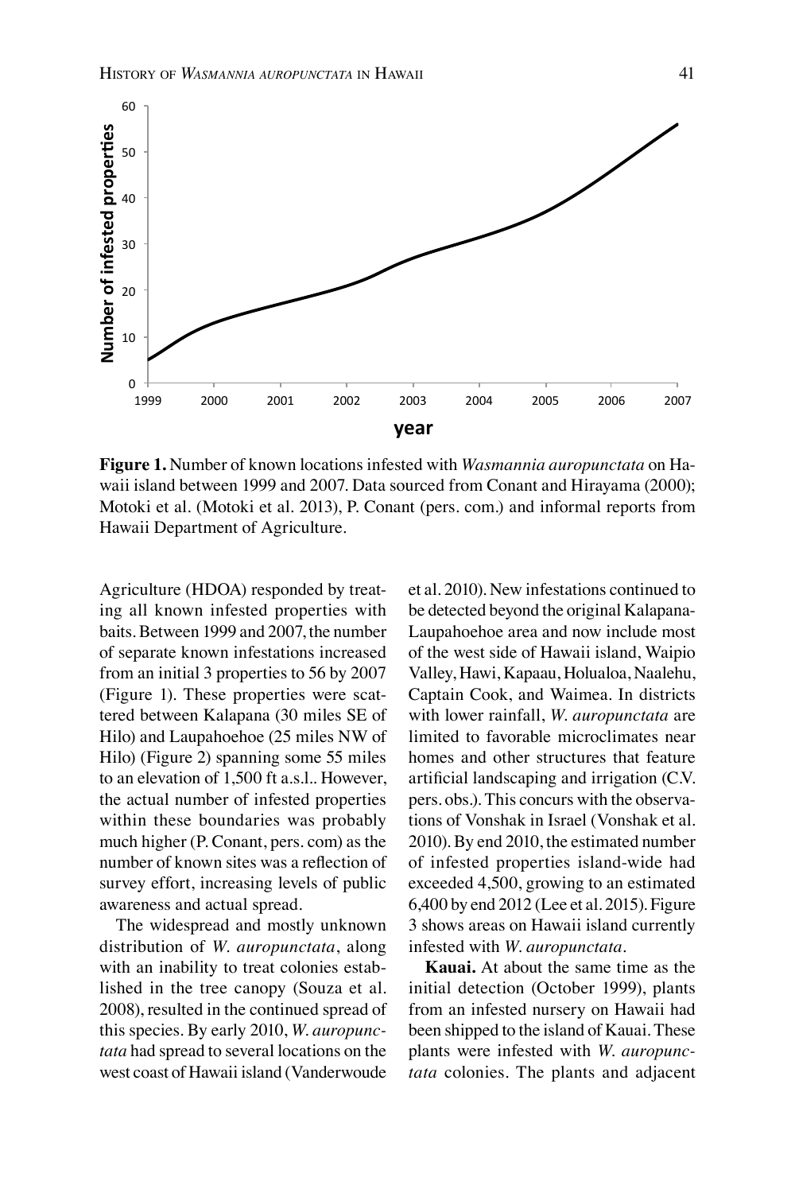**Figure 1.** Number of known locations infested with *Wasmannia auropunctata* on Hawaii island between 1999 and 2007. Data sourced from Conant and Hirayama (2000); Motoki et al. (Motoki et al. 2013), P. Conant (pers. com.) and informal reports from Hawaii Department of Agriculture.

Agriculture (HDOA) responded by treating all known infested properties with baits. Between 1999 and 2007, the number of separate known infestations increased from an initial 3 properties to 56 by 2007 (Figure 1). These properties were scattered between Kalapana (30 miles SE of Hilo) and Laupahoehoe (25 miles NW of Hilo) (Figure 2) spanning some 55 miles to an elevation of 1,500 ft a.s.l.. However, the actual number of infested properties within these boundaries was probably much higher (P. Conant, pers. com) as the number of known sites was a reflection of survey effort, increasing levels of public awareness and actual spread.

The widespread and mostly unknown distribution of *W. auropunctata*, along with an inability to treat colonies established in the tree canopy (Souza et al. 2008), resulted in the continued spread of this species. By early 2010, *W. auropunctata* had spread to several locations on the west coast of Hawaii island (Vanderwoude et al. 2010). New infestations continued to be detected beyond the original Kalapana-Laupahoehoe area and now include most of the west side of Hawaii island, Waipio Valley, Hawi, Kapaau, Holualoa, Naalehu, Captain Cook, and Waimea. In districts with lower rainfall, *W. auropunctata* are limited to favorable microclimates near homes and other structures that feature artificial landscaping and irrigation (C.V. pers. obs.). This concurs with the observations of Vonshak in Israel (Vonshak et al. 2010). By end 2010, the estimated number of infested properties island-wide had exceeded 4,500, growing to an estimated 6,400 by end 2012 (Lee et al. 2015). Figure 3 shows areas on Hawaii island currently infested with *W. auropunctata*.

**Kauai.** At about the same time as the initial detection (October 1999), plants from an infested nursery on Hawaii had been shipped to the island of Kauai. These plants were infested with *W. auropunctata* colonies. The plants and adjacent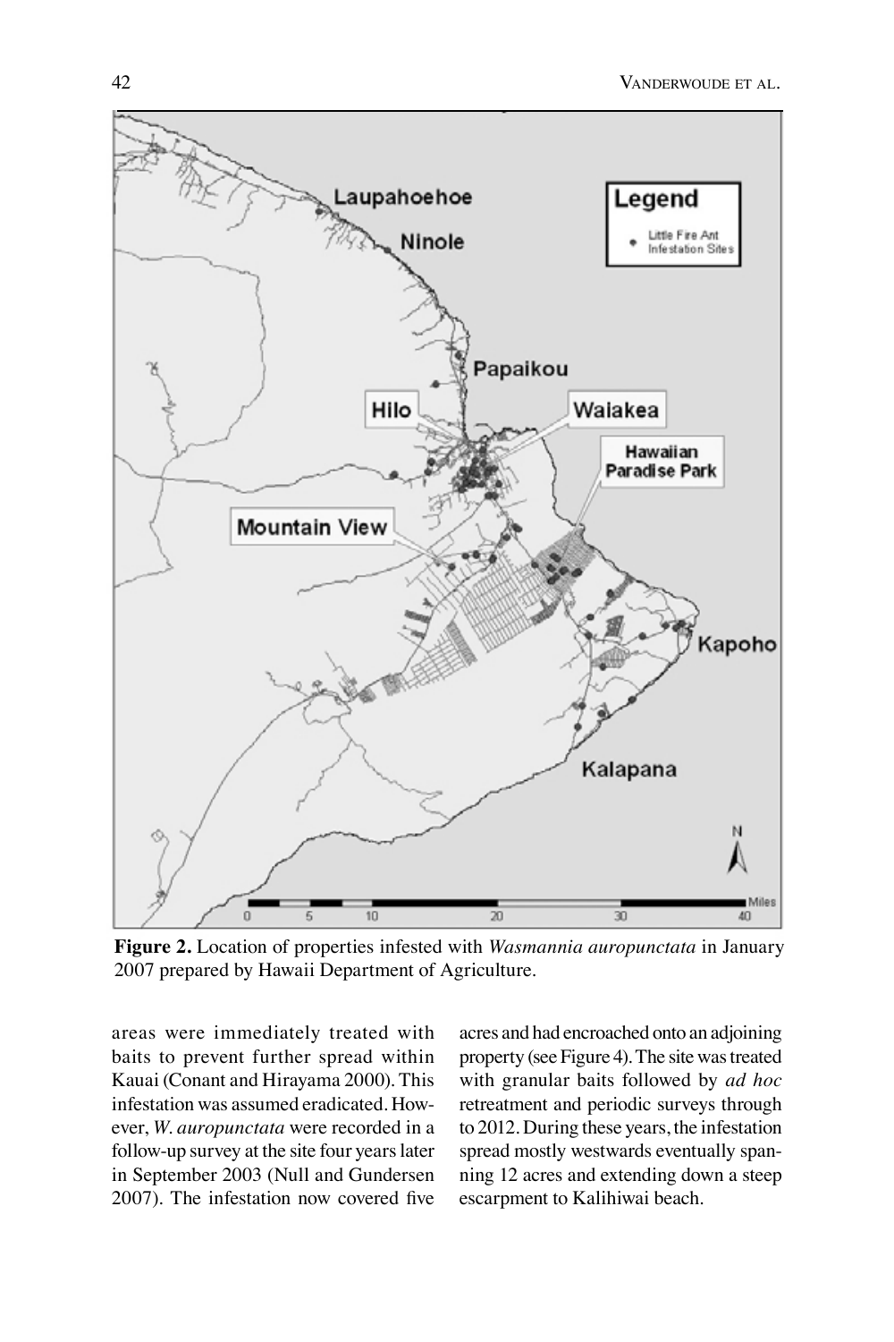**Figure 2.** Location of properties infested with *Wasmannia auropunctata* in January 2007 prepared by Hawaii Department of Agriculture.

areas were immediately treated with baits to prevent further spread within Kauai (Conant and Hirayama 2000). This infestation was assumed eradicated. However, *W. auropunctata* were recorded in a follow-up survey at the site four years later in September 2003 (Null and Gundersen 2007). The infestation now covered five acres and had encroached onto an adjoining property (see Figure 4). The site was treated with granular baits followed by *ad hoc* retreatment and periodic surveys through to 2012. During these years, the infestation spread mostly westwards eventually spanning 12 acres and extending down a steep escarpment to Kalihiwai beach.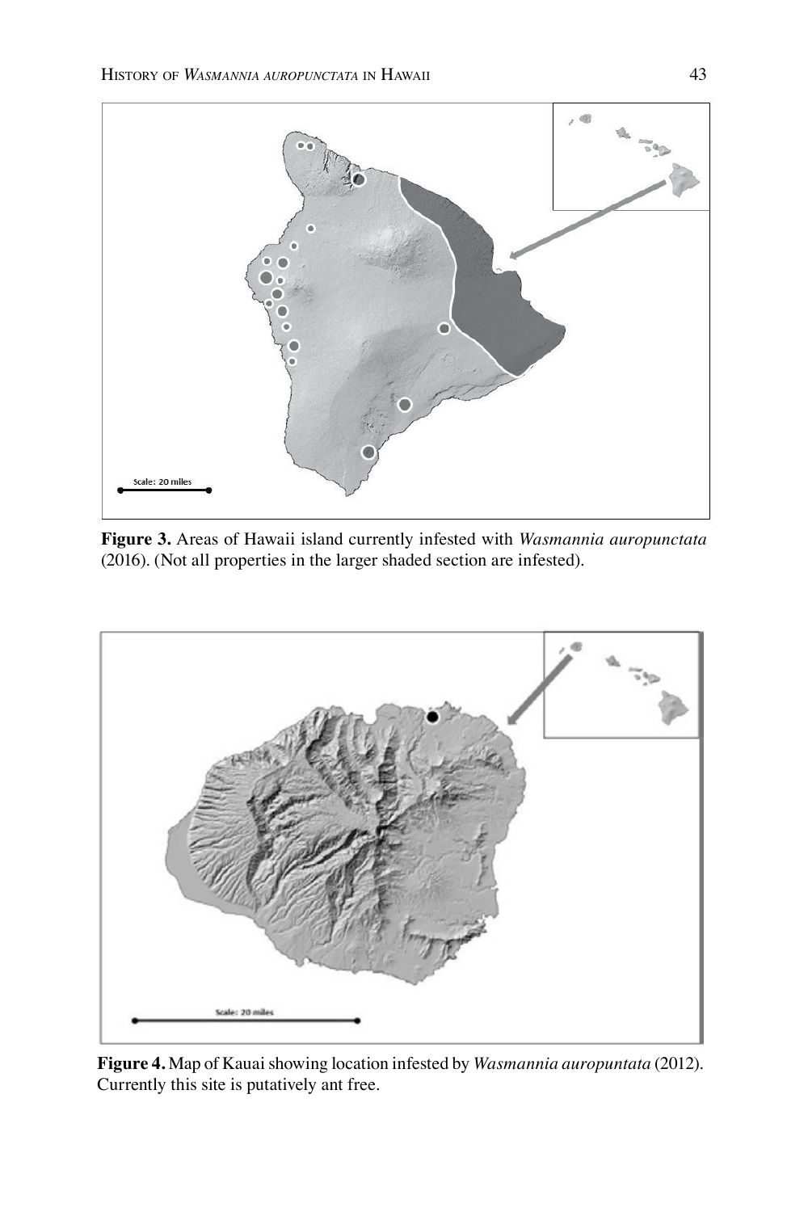**Figure 3.** Areas of Hawaii island currently infested with *Wasmannia auropunctata* (2016). (Not all properties in the larger shaded section are infested).

**Figure 4.** Map of Kauai showing location infested by *Wasmannia auropuntata* (2012). Currently this site is putatively ant free.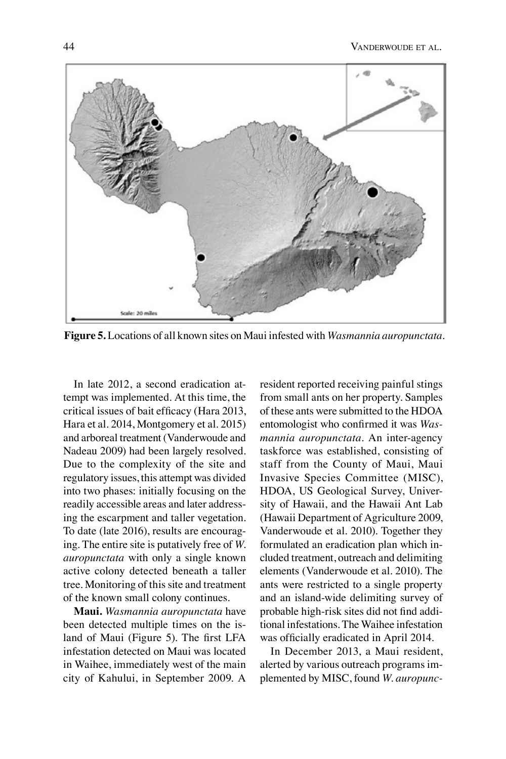**Figure 5.** Locations of all known sites on Maui infested with *Wasmannia auropunctata*.

In late 2012, a second eradication attempt was implemented. At this time, the critical issues of bait efficacy (Hara 2013, Hara et al. 2014, Montgomery et al. 2015) and arboreal treatment (Vanderwoude and Nadeau 2009) had been largely resolved. Due to the complexity of the site and regulatory issues, this attempt was divided into two phases: initially focusing on the readily accessible areas and later addressing the escarpment and taller vegetation. To date (late 2016), results are encouraging. The entire site is putatively free of *W. auropunctata* with only a single known active colony detected beneath a taller tree. Monitoring of this site and treatment of the known small colony continues.

**Maui.** *Wasmannia auropunctata* have been detected multiple times on the island of Maui (Figure 5). The first LFA infestation detected on Maui was located in Waihee, immediately west of the main city of Kahului, in September 2009. A resident reported receiving painful stings from small ants on her property. Samples of these ants were submitted to the HDOA entomologist who confirmed it was *Wasmannia auropunctata*. An inter-agency taskforce was established, consisting of staff from the County of Maui, Maui Invasive Species Committee (MISC), HDOA, US Geological Survey, University of Hawaii, and the Hawaii Ant Lab (Hawaii Department of Agriculture 2009, Vanderwoude et al. 2010). Together they formulated an eradication plan which included treatment, outreach and delimiting elements (Vanderwoude et al. 2010). The ants were restricted to a single property and an island-wide delimiting survey of probable high-risk sites did not find additional infestations. The Waihee infestation was officially eradicated in April 2014.

In December 2013, a Maui resident, alerted by various outreach programs implemented by MISC, found *W. auropunc-*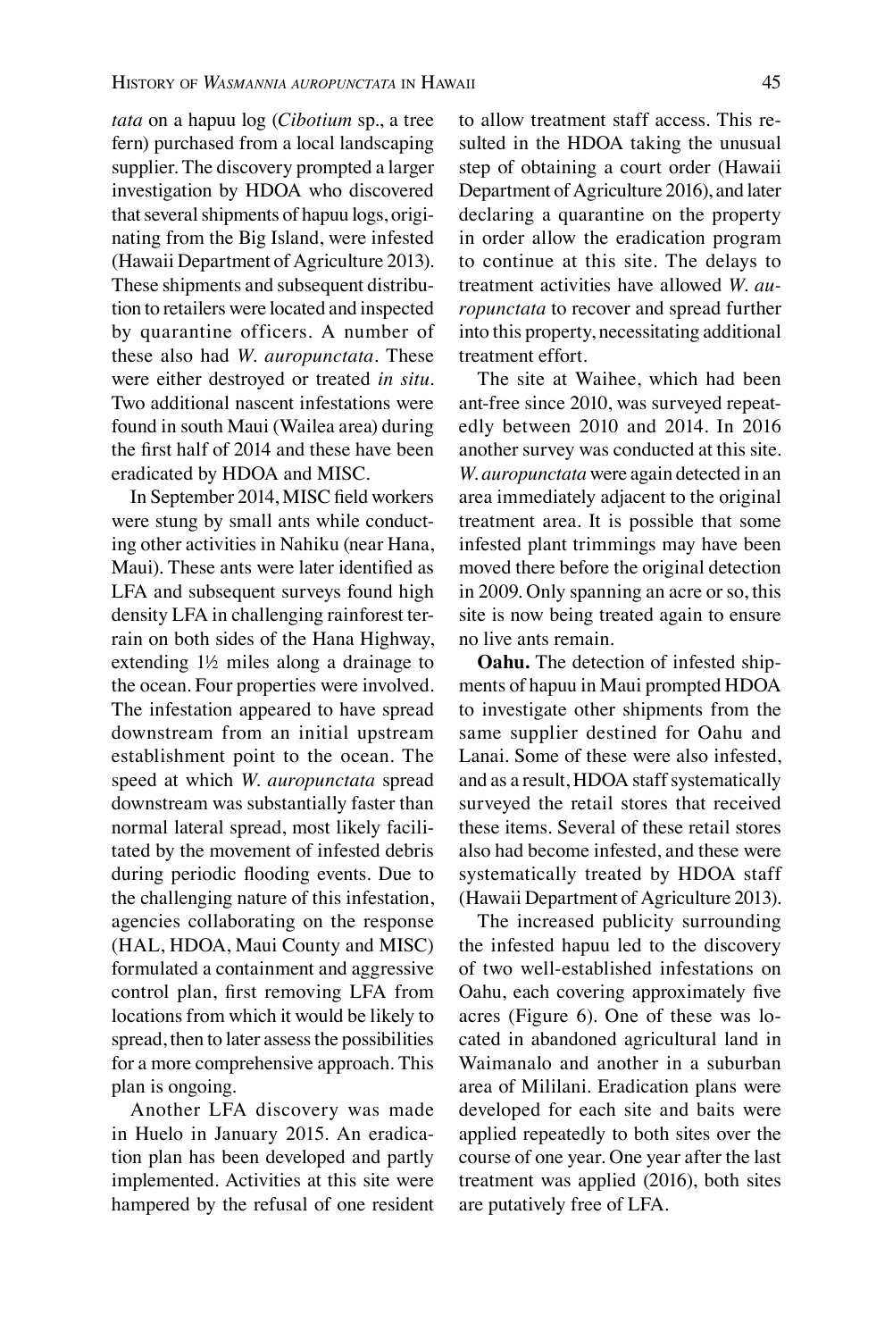*tata* on a hapuu log (*Cibotium* sp., a tree fern) purchased from a local landscaping supplier. The discovery prompted a larger investigation by HDOA who discovered that several shipments of hapuu logs, originating from the Big Island, were infested (Hawaii Department of Agriculture 2013). These shipments and subsequent distribution to retailers were located and inspected by quarantine officers. A number of these also had *W. auropunctata*. These were either destroyed or treated *in situ*. Two additional nascent infestations were found in south Maui (Wailea area) during the first half of 2014 and these have been eradicated by HDOA and MISC.

In September 2014, MISC field workers were stung by small ants while conducting other activities in Nahiku (near Hana, Maui). These ants were later identified as LFA and subsequent surveys found high density LFA in challenging rainforest terrain on both sides of the Hana Highway, extending 1½ miles along a drainage to the ocean. Four properties were involved. The infestation appeared to have spread downstream from an initial upstream establishment point to the ocean. The speed at which *W. auropunctata* spread downstream was substantially faster than normal lateral spread, most likely facilitated by the movement of infested debris during periodic flooding events. Due to the challenging nature of this infestation, agencies collaborating on the response (HAL, HDOA, Maui County and MISC) formulated a containment and aggressive control plan, first removing LFA from locations from which it would be likely to spread, then to later assess the possibilities for a more comprehensive approach. This plan is ongoing.

Another LFA discovery was made in Huelo in January 2015. An eradication plan has been developed and partly implemented. Activities at this site were hampered by the refusal of one resident to allow treatment staff access. This resulted in the HDOA taking the unusual step of obtaining a court order (Hawaii Department of Agriculture 2016), and later declaring a quarantine on the property in order allow the eradication program to continue at this site. The delays to treatment activities have allowed *W. auropunctata* to recover and spread further into this property, necessitating additional treatment effort.

The site at Waihee, which had been ant-free since 2010, was surveyed repeatedly between 2010 and 2014. In 2016 another survey was conducted at this site. *W. auropunctata* were again detected in an area immediately adjacent to the original treatment area. It is possible that some infested plant trimmings may have been moved there before the original detection in 2009. Only spanning an acre or so, this site is now being treated again to ensure no live ants remain.

**Oahu.** The detection of infested shipments of hapuu in Maui prompted HDOA to investigate other shipments from the same supplier destined for Oahu and Lanai. Some of these were also infested, and as a result, HDOA staff systematically surveyed the retail stores that received these items. Several of these retail stores also had become infested, and these were systematically treated by HDOA staff (Hawaii Department of Agriculture 2013).

The increased publicity surrounding the infested hapuu led to the discovery of two well-established infestations on Oahu, each covering approximately five acres (Figure 6). One of these was located in abandoned agricultural land in Waimanalo and another in a suburban area of Mililani. Eradication plans were developed for each site and baits were applied repeatedly to both sites over the course of one year. One year after the last treatment was applied (2016), both sites are putatively free of LFA.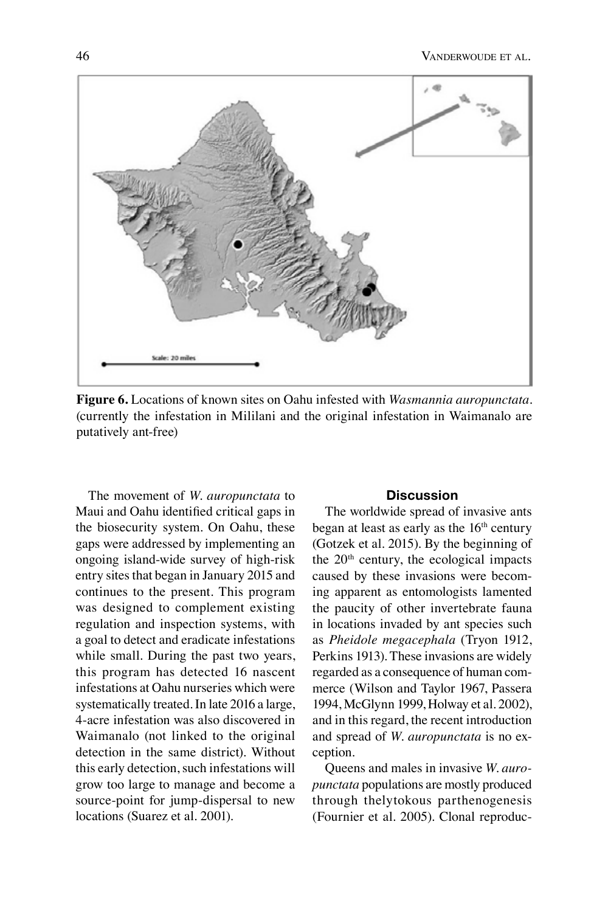**Figure 6.** Locations of known sites on Oahu infested with *Wasmannia auropunctata*. (currently the infestation in Mililani and the original infestation in Waimanalo are putatively ant-free)

The movement of *W. auropunctata* to Maui and Oahu identified critical gaps in the biosecurity system. On Oahu, these gaps were addressed by implementing an ongoing island-wide survey of high-risk entry sites that began in January 2015 and continues to the present. This program was designed to complement existing regulation and inspection systems, with a goal to detect and eradicate infestations while small. During the past two years, this program has detected 16 nascent infestations at Oahu nurseries which were systematically treated. In late 2016 a large, 4-acre infestation was also discovered in Waimanalo (not linked to the original detection in the same district). Without this early detection, such infestations will grow too large to manage and become a source-point for jump-dispersal to new locations (Suarez et al. 2001).

## Discussion

The worldwide spread of invasive ants began at least as early as the 16th century (Gotzek et al. 2015). By the beginning of the 20th century, the ecological impacts caused by these invasions were becoming apparent as entomologists lamented the paucity of other invertebrate fauna in locations invaded by ant species such as *Pheidole megacephala* (Tryon 1912, Perkins 1913). These invasions are widely regarded as a consequence of human commerce (Wilson and Taylor 1967, Passera 1994, McGlynn 1999, Holway et al. 2002), and in this regard, the recent introduction and spread of *W. auropunctata* is no exception.

Queens and males in invasive *W. auropunctata* populations are mostly produced through thelytokous parthenogenesis (Fournier et al. 2005). Clonal reproduc-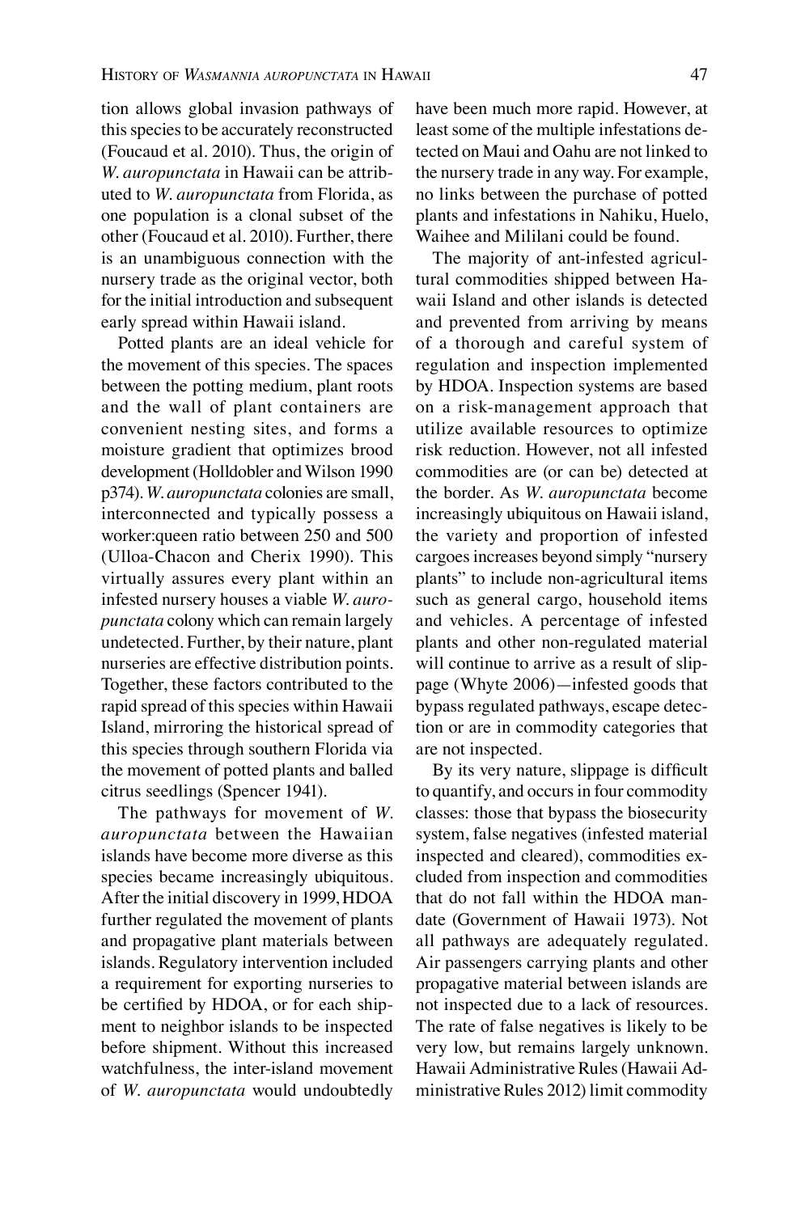tion allows global invasion pathways of this species to be accurately reconstructed (Foucaud et al. 2010). Thus, the origin of *W. auropunctata* in Hawaii can be attributed to *W. auropunctata* from Florida, as one population is a clonal subset of the other (Foucaud et al. 2010). Further, there is an unambiguous connection with the nursery trade as the original vector, both for the initial introduction and subsequent early spread within Hawaii island.

Potted plants are an ideal vehicle for the movement of this species. The spaces between the potting medium, plant roots and the wall of plant containers are convenient nesting sites, and forms a moisture gradient that optimizes brood development (Holldobler and Wilson 1990 p374). *W. auropunctata* colonies are small, interconnected and typically possess a worker:queen ratio between 250 and 500 (Ulloa-Chacon and Cherix 1990). This virtually assures every plant within an infested nursery houses a viable *W. auropunctata* colony which can remain largely undetected. Further, by their nature, plant nurseries are effective distribution points. Together, these factors contributed to the rapid spread of this species within Hawaii Island, mirroring the historical spread of this species through southern Florida via the movement of potted plants and balled citrus seedlings (Spencer 1941).

The pathways for movement of *W. auropunctata* between the Hawaiian islands have become more diverse as this species became increasingly ubiquitous. After the initial discovery in 1999, HDOA further regulated the movement of plants and propagative plant materials between islands. Regulatory intervention included a requirement for exporting nurseries to be certified by HDOA, or for each shipment to neighbor islands to be inspected before shipment. Without this increased watchfulness, the inter-island movement of *W. auropunctata* would undoubtedly have been much more rapid. However, at least some of the multiple infestations detected on Maui and Oahu are not linked to the nursery trade in any way. For example, no links between the purchase of potted plants and infestations in Nahiku, Huelo, Waihee and Mililani could be found.

The majority of ant-infested agricultural commodities shipped between Hawaii Island and other islands is detected and prevented from arriving by means of a thorough and careful system of regulation and inspection implemented by HDOA. Inspection systems are based on a risk-management approach that utilize available resources to optimize risk reduction. However, not all infested commodities are (or can be) detected at the border. As *W. auropunctata* become increasingly ubiquitous on Hawaii island, the variety and proportion of infested cargoes increases beyond simply "nursery plants" to include non-agricultural items such as general cargo, household items and vehicles. A percentage of infested plants and other non-regulated material will continue to arrive as a result of slippage (Whyte 2006)—infested goods that bypass regulated pathways, escape detection or are in commodity categories that are not inspected.

By its very nature, slippage is difficult to quantify, and occurs in four commodity classes: those that bypass the biosecurity system, false negatives (infested material inspected and cleared), commodities excluded from inspection and commodities that do not fall within the HDOA mandate (Government of Hawaii 1973). Not all pathways are adequately regulated. Air passengers carrying plants and other propagative material between islands are not inspected due to a lack of resources. The rate of false negatives is likely to be very low, but remains largely unknown. Hawaii Administrative Rules (Hawaii Administrative Rules 2012) limit commodity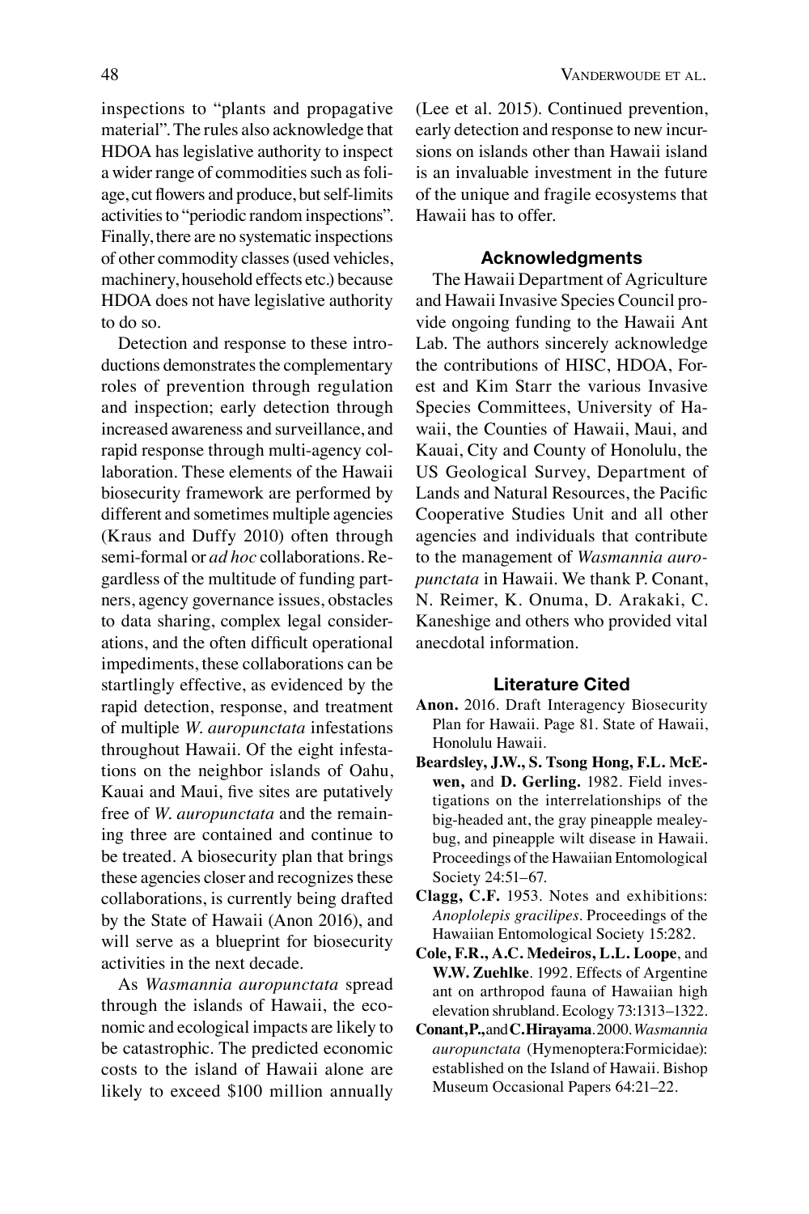inspections to "plants and propagative material". The rules also acknowledge that HDOA has legislative authority to inspect a wider range of commodities such as foliage, cut flowers and produce, but self-limits activities to "periodic random inspections". Finally, there are no systematic inspections of other commodity classes (used vehicles, machinery, household effects etc.) because HDOA does not have legislative authority to do so.

Detection and response to these introductions demonstrates the complementary roles of prevention through regulation and inspection; early detection through increased awareness and surveillance, and rapid response through multi-agency collaboration. These elements of the Hawaii biosecurity framework are performed by different and sometimes multiple agencies (Kraus and Duffy 2010) often through semi-formal or *ad hoc* collaborations. Regardless of the multitude of funding partners, agency governance issues, obstacles to data sharing, complex legal considerations, and the often difficult operational impediments, these collaborations can be startlingly effective, as evidenced by the rapid detection, response, and treatment of multiple *W. auropunctata* infestations throughout Hawaii. Of the eight infestations on the neighbor islands of Oahu, Kauai and Maui, five sites are putatively free of *W. auropunctata* and the remaining three are contained and continue to be treated. A biosecurity plan that brings these agencies closer and recognizes these collaborations, is currently being drafted by the State of Hawaii (Anon 2016), and will serve as a blueprint for biosecurity activities in the next decade.

As *Wasmannia auropunctata* spread through the islands of Hawaii, the economic and ecological impacts are likely to be catastrophic. The predicted economic costs to the island of Hawaii alone are likely to exceed $100 million annually (Lee et al. 2015). Continued prevention, early detection and response to new incursions on islands other than Hawaii island is an invaluable investment in the future of the unique and fragile ecosystems that Hawaii has to offer.

## Acknowledgments

The Hawaii Department of Agriculture and Hawaii Invasive Species Council provide ongoing funding to the Hawaii Ant Lab. The authors sincerely acknowledge the contributions of HISC, HDOA, Forest and Kim Starr the various Invasive Species Committees, University of Hawaii, the Counties of Hawaii, Maui, and Kauai, City and County of Honolulu, the US Geological Survey, Department of Lands and Natural Resources, the Pacific Cooperative Studies Unit and all other agencies and individuals that contribute to the management of *Wasmannia auropunctata* in Hawaii. We thank P. Conant, N. Reimer, K. Onuma, D. Arakaki, C. Kaneshige and others who provided vital anecdotal information.

## Literature Cited

**Anon.** 2016. Draft Interagency Biosecurity Plan for Hawaii. Page 81. State of Hawaii, Honolulu Hawaii.

**Beardsley, J.W., S. Tsong Hong, F.L. McEwen,** and **D. Gerling.** 1982. Field investigations on the interrelationships of the big-headed ant, the gray pineapple mealeybug, and pineapple wilt disease in Hawaii. Proceedings of the Hawaiian Entomological Society 24:51–67.

**Clagg, C.F.** 1953. Notes and exhibitions: *Anoplolepis gracilipes*. Proceedings of the Hawaiian Entomological Society 15:282.

**Cole, F.R., A.C. Medeiros, L.L. Loope**, and **W.W. Zuehlke**. 1992. Effects of Argentine ant on arthropod fauna of Hawaiian high elevation shrubland. Ecology 73:1313–1322.

**Conant, P.,** and **C. Hirayama**. 2000. *Wasmannia auropunctata* (Hymenoptera:Formicidae): established on the Island of Hawaii. Bishop Museum Occasional Papers 64:21–22.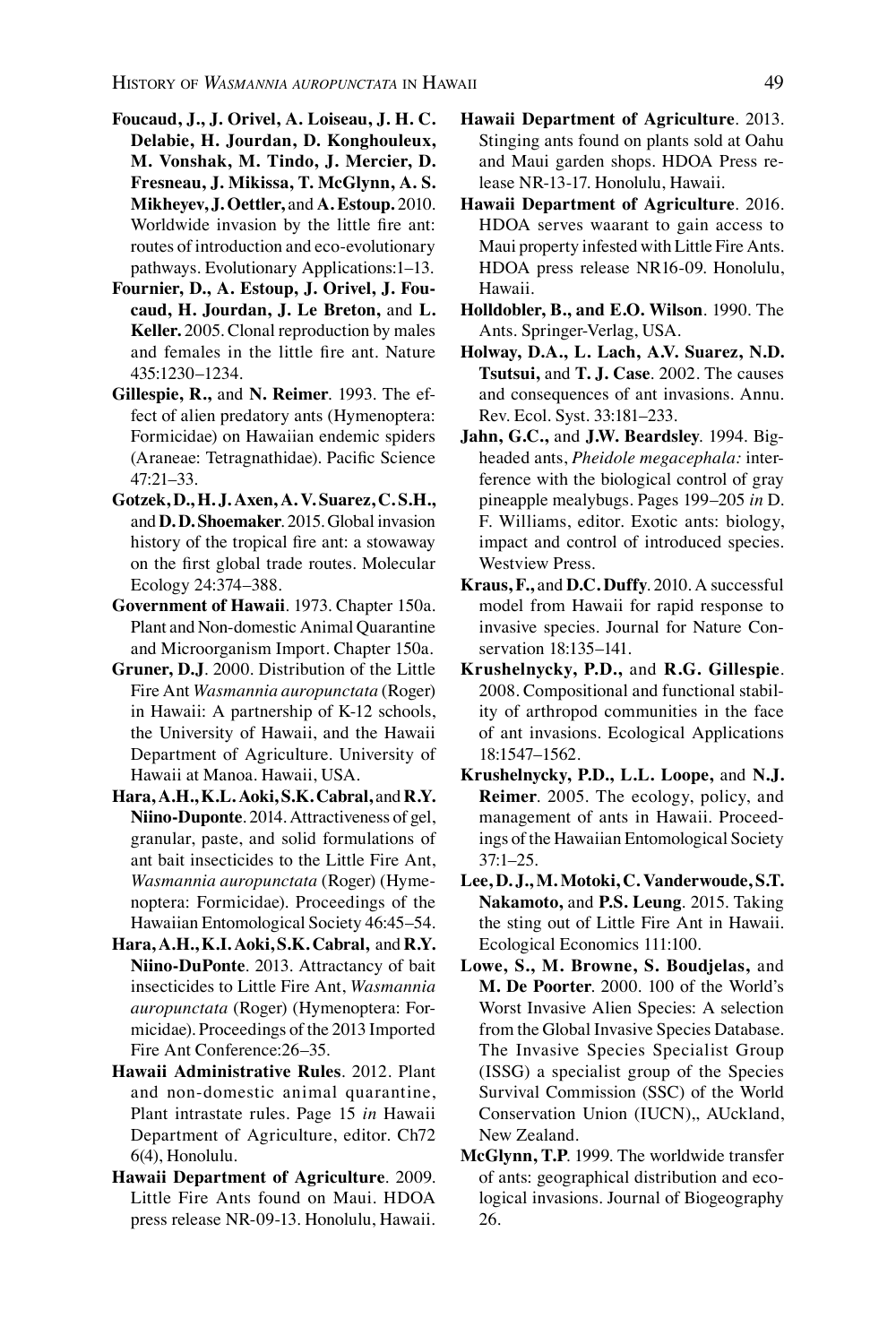**Foucaud, J., J. Orivel, A. Loiseau, J. H. C. Delabie, H. Jourdan, D. Konghouleux, M. Vonshak, M. Tindo, J. Mercier, D. Fresneau, J. Mikissa, T. McGlynn, A. S. Mikheyev, J. Oettler,** and **A. Estoup.** 2010. Worldwide invasion by the little fire ant: routes of introduction and eco-evolutionary pathways. Evolutionary Applications:1–13.

**Fournier, D., A. Estoup, J. Orivel, J. Foucaud, H. Jourdan, J. Le Breton,** and **L. Keller.** 2005. Clonal reproduction by males and females in the little fire ant. Nature 435:1230–1234.

**Gillespie, R.,** and **N. Reimer**. 1993. The effect of alien predatory ants (Hymenoptera: Formicidae) on Hawaiian endemic spiders (Araneae: Tetragnathidae). Pacific Science 47:21–33.

**Gotzek, D., H. J. Axen, A. V. Suarez, C. S.H.,** and **D. D. Shoemaker**. 2015. Global invasion history of the tropical fire ant: a stowaway on the first global trade routes. Molecular Ecology 24:374–388.

**Government of Hawaii**. 1973. Chapter 150a. Plant and Non-domestic Animal Quarantine and Microorganism Import. Chapter 150a.

**Gruner, D.J**. 2000. Distribution of the Little Fire Ant *Wasmannia auropunctata* (Roger) in Hawaii: A partnership of K-12 schools, the University of Hawaii, and the Hawaii Department of Agriculture. University of Hawaii at Manoa. Hawaii, USA.

**Hara, A.H., K.L. Aoki, S.K. Cabral,** and **R.Y. Niino-Duponte**. 2014. Attractiveness of gel, granular, paste, and solid formulations of ant bait insecticides to the Little Fire Ant, *Wasmannia auropunctata* (Roger) (Hymenoptera: Formicidae). Proceedings of the Hawaiian Entomological Society 46:45–54.

**Hara, A.H., K.I. Aoki, S.K. Cabral,** and **R.Y. Niino-DuPonte**. 2013. Attractancy of bait insecticides to Little Fire Ant, *Wasmannia auropunctata* (Roger) (Hymenoptera: Formicidae). Proceedings of the 2013 Imported Fire Ant Conference:26–35.

**Hawaii Administrative Rules**. 2012. Plant and non-domestic animal quarantine, Plant intrastate rules. Page 15 *in* Hawaii Department of Agriculture, editor. Ch72 6(4), Honolulu.

**Hawaii Department of Agriculture**. 2009. Little Fire Ants found on Maui. HDOA press release NR-09-13. Honolulu, Hawaii.

**Hawaii Department of Agriculture**. 2013. Stinging ants found on plants sold at Oahu and Maui garden shops. HDOA Press release NR-13-17. Honolulu, Hawaii.

**Hawaii Department of Agriculture**. 2016. HDOA serves waarant to gain access to Maui property infested with Little Fire Ants. HDOA press release NR16-09. Honolulu, Hawaii.

**Holldobler, B., and E.O. Wilson**. 1990. The Ants. Springer-Verlag, USA.

**Holway, D.A., L. Lach, A.V. Suarez, N.D. Tsutsui,** and **T. J. Case**. 2002. The causes and consequences of ant invasions. Annu. Rev. Ecol. Syst. 33:181–233.

**Jahn, G.C.,** and **J.W. Beardsley**. 1994. Big-headed ants, *Pheidole megacephala:* interference with the biological control of gray pineapple mealybugs. Pages 199–205 *in* D. F. Williams, editor. Exotic ants: biology, impact and control of introduced species. Westview Press.

**Kraus, F.,** and **D.C. Duffy**. 2010. A successful model from Hawaii for rapid response to invasive species. Journal for Nature Conservation 18:135–141.

**Krushelnycky, P.D.,** and **R.G. Gillespie**. 2008. Compositional and functional stability of arthropod communities in the face of ant invasions. Ecological Applications 18:1547–1562.

**Krushelnycky, P.D., L.L. Loope,** and **N.J. Reimer**. 2005. The ecology, policy, and management of ants in Hawaii. Proceedings of the Hawaiian Entomological Society 37:1–25.

**Lee, D. J., M. Motoki, C. Vanderwoude, S.T. Nakamoto,** and **P.S. Leung**. 2015. Taking the sting out of Little Fire Ant in Hawaii. Ecological Economics 111:100.

**Lowe, S., M. Browne, S. Boudjelas,** and **M. De Poorter**. 2000. 100 of the World's Worst Invasive Alien Species: A selection from the Global Invasive Species Database. The Invasive Species Specialist Group (ISSG) a specialist group of the Species Survival Commission (SSC) of the World Conservation Union (IUCN),, AUckland, New Zealand.

**McGlynn, T.P**. 1999. The worldwide transfer of ants: geographical distribution and ecological invasions. Journal of Biogeography 26.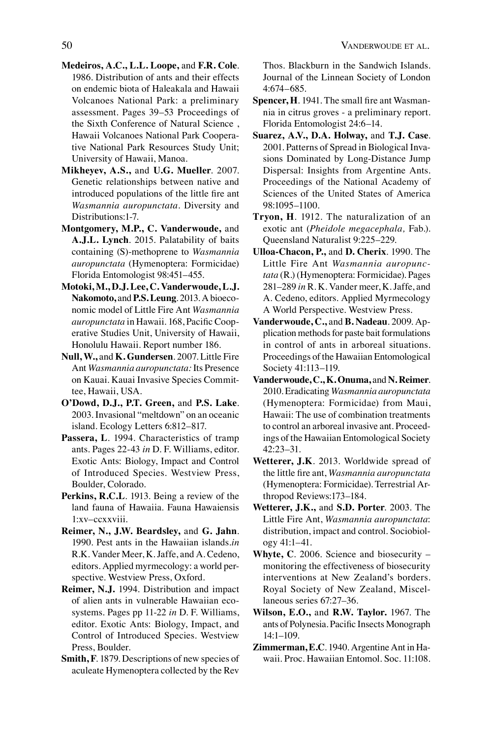**Medeiros, A.C., L.L. Loope,** and **F.R. Cole**. 1986. Distribution of ants and their effects on endemic biota of Haleakala and Hawaii Volcanoes National Park: a preliminary assessment. Pages 39–53 Proceedings of the Sixth Conference of Natural Science , Hawaii Volcanoes National Park Cooperative National Park Resources Study Unit; University of Hawaii, Manoa.

**Mikheyev, A.S.,** and **U.G. Mueller**. 2007. Genetic relationships between native and introduced populations of the little fire ant *Wasmannia auropunctata*. Diversity and Distributions:1-7.

**Montgomery, M.P., C. Vanderwoude,** and **A.J.L. Lynch**. 2015. Palatability of baits containing (S)-methoprene to *Wasmannia auropunctata* (Hymenoptera: Formicidae) Florida Entomologist 98:451–455.

**Motoki, M., D.J. Lee, C. Vanderwoude, L.J. Nakomoto,** and **P.S. Leung**. 2013. A bioeconomic model of Little Fire Ant *Wasmannia auropunctata* in Hawaii. 168, Pacific Cooperative Studies Unit, University of Hawaii, Honolulu Hawaii. Report number 186.

**Null, W.,** and **K. Gundersen**. 2007. Little Fire Ant *Wasmannia auropunctata:* Its Presence on Kauai. Kauai Invasive Species Committee, Hawaii, USA.

**O'Dowd, D.J., P.T. Green,** and **P.S. Lake**. 2003. Invasional "meltdown" on an oceanic island. Ecology Letters 6:812–817.

**Passera, L**. 1994. Characteristics of tramp ants. Pages 22-43 *in* D. F. Williams, editor. Exotic Ants: Biology, Impact and Control of Introduced Species. Westview Press, Boulder, Colorado.

**Perkins, R.C.L**. 1913. Being a review of the land fauna of Hawaiia. Fauna Hawaiensis 1:xv–ccxxviii.

**Reimer, N., J.W. Beardsley,** and **G. Jahn**. 1990. Pest ants in the Hawaiian islands.*in* R.K. Vander Meer, K. Jaffe, and A. Cedeno, editors. Applied myrmecology: a world perspective. Westview Press, Oxford.

**Reimer, N.J.** 1994. Distribution and impact of alien ants in vulnerable Hawaiian ecosystems. Pages pp 11-22 *in* D. F. Williams, editor. Exotic Ants: Biology, Impact, and Control of Introduced Species. Westview Press, Boulder.

**Smith, F**. 1879. Descriptions of new species of aculeate Hymenoptera collected by the Rev Thos. Blackburn in the Sandwich Islands. Journal of the Linnean Society of London 4:674–685.

**Spencer, H**. 1941. The small fire ant Wasmannia in citrus groves - a preliminary report. Florida Entomologist 24:6–14.

**Suarez, A.V., D.A. Holway,** and **T.J. Case**. 2001. Patterns of Spread in Biological Invasions Dominated by Long-Distance Jump Dispersal: Insights from Argentine Ants. Proceedings of the National Academy of Sciences of the United States of America 98:1095–1100.

**Tryon, H**. 1912. The naturalization of an exotic ant (*Pheidole megacephala,* Fab.). Queensland Naturalist 9:225–229.

**Ulloa-Chacon, P.,** and **D. Cherix**. 1990. The Little Fire Ant *Wasmannia auropunctata* (R.) (Hymenoptera: Formicidae). Pages 281–289 *in* R. K. Vander meer, K. Jaffe, and A. Cedeno, editors. Applied Myrmecology A World Perspective. Westview Press.

**Vanderwoude, C.,** and **B. Nadeau**. 2009. Application methods for paste bait formulations in control of ants in arboreal situations. Proceedings of the Hawaiian Entomological Society 41:113–119.

**Vanderwoude, C., K. Onuma,** and **N. Reimer**. 2010. Eradicating *Wasmannia auropunctata* (Hymenoptera: Formicidae) from Maui, Hawaii: The use of combination treatments to control an arboreal invasive ant. Proceedings of the Hawaiian Entomological Society 42:23–31.

**Wetterer, J.K**. 2013. Worldwide spread of the little fire ant, *Wasmannia auropunctata* (Hymenoptera: Formicidae). Terrestrial Arthropod Reviews:173–184.

**Wetterer, J.K.,** and **S.D. Porter**. 2003. The Little Fire Ant, *Wasmannia auropunctata*: distribution, impact and control. Sociobiology 41:1–41.

**Whyte, C**. 2006. Science and biosecurity – monitoring the effectiveness of biosecurity interventions at New Zealand's borders. Royal Society of New Zealand, Miscellaneous series 67:27–36.

**Wilson, E.O.,** and **R.W. Taylor.** 1967. The ants of Polynesia. Pacific Insects Monograph 14:1–109.

**Zimmerman, E.C**. 1940. Argentine Ant in Hawaii. Proc. Hawaiian Entomol. Soc. 11:108.